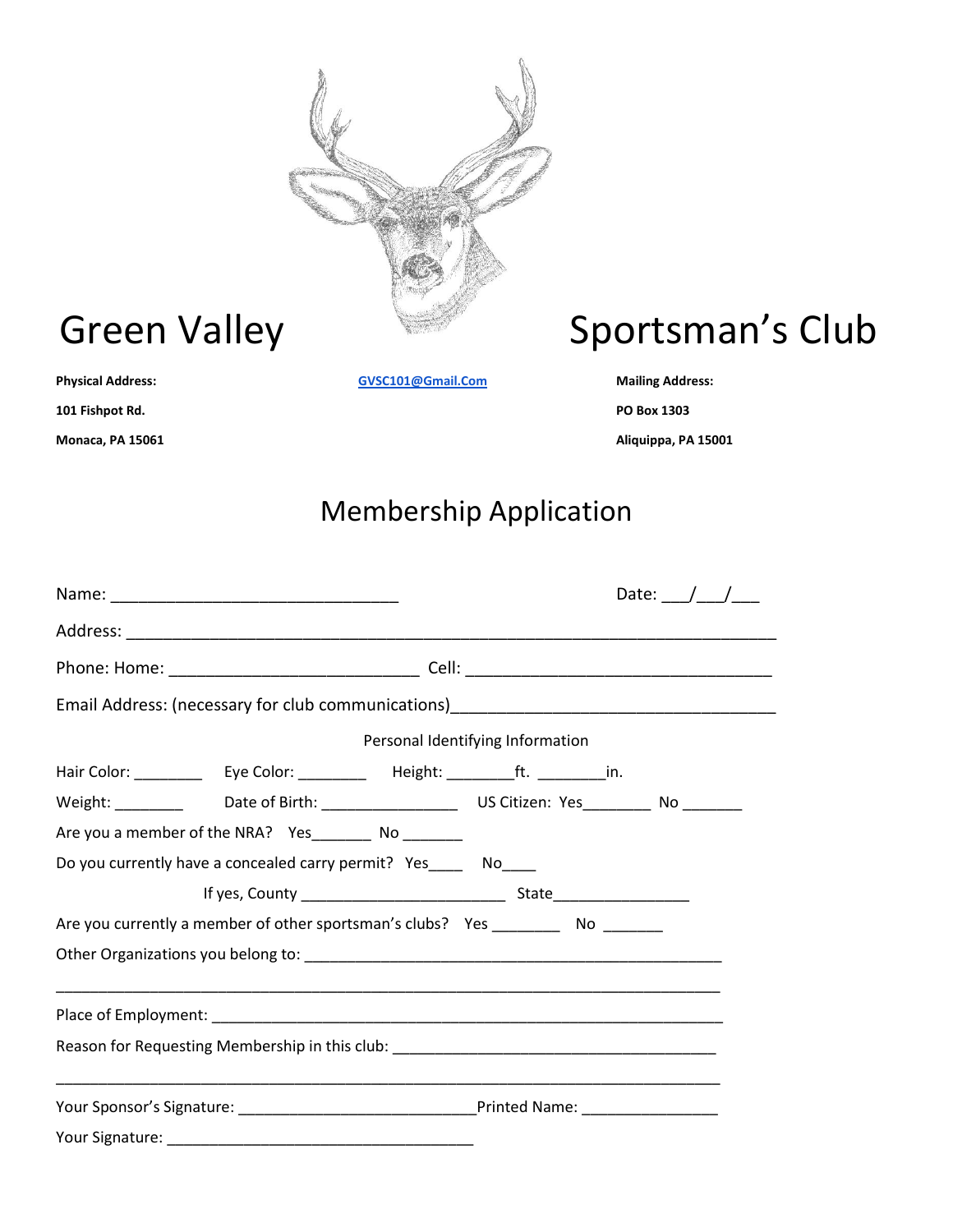# Green Valley Sportsman's Club

**Physical Address:**
**101 Fishpot Rd.**
**Monaca, PA 15061**

GVSC101@Gmail.Com

**Mailing Address:**
**PO Box 1303**
**Aliquippa, PA 15001**

## Membership Application

Name: _______________________________ Date: ___/___/___

Address: ______________________________________________________________________

Phone: Home: ___________________________ Cell: _________________________________

Email Address: (necessary for club communications)__________________________________

Personal Identifying Information

Hair Color: ________ Eye Color: ________ Height: ________ft. ________in.

Weight: ________ Date of Birth: ________________ US Citizen: Yes________ No _______

Are you a member of the NRA? Yes_______ No _______

Do you currently have a concealed carry permit? Yes____ No____

If yes, County ________________________ State________________

Are you currently a member of other sportsman's clubs? Yes ________ No _______

Other Organizations you belong to: ______________________________________________

_________________________________________________________________________

Place of Employment: ________________________________________________________

Reason for Requesting Membership in this club: _____________________________________

_________________________________________________________________________

Your Sponsor's Signature: ___________________________Printed Name: _______________

Your Signature: ____________________________________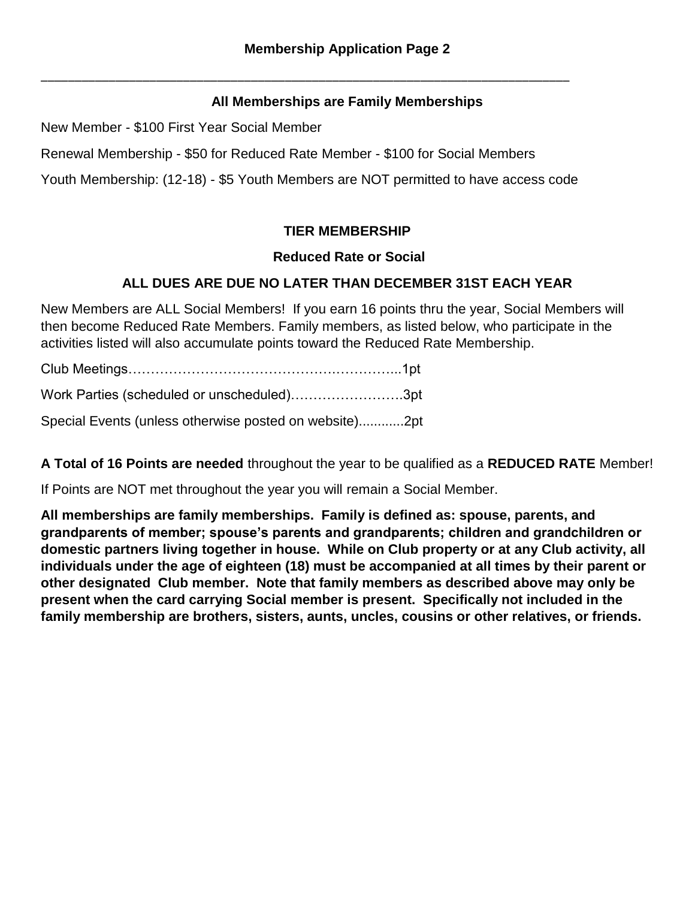## Membership Application Page 2

---

### All Memberships are Family Memberships

New Member - $100 First Year Social Member

Renewal Membership - $50 for Reduced Rate Member - $100 for Social Members

Youth Membership: (12-18) - $5 Youth Members are NOT permitted to have access code

### TIER MEMBERSHIP

### Reduced Rate or Social

### ALL DUES ARE DUE NO LATER THAN DECEMBER 31ST EACH YEAR

New Members are ALL Social Members! If you earn 16 points thru the year, Social Members will then become Reduced Rate Members. Family members, as listed below, who participate in the activities listed will also accumulate points toward the Reduced Rate Membership.

Club Meetings……………………………………….…………...1pt

Work Parties (scheduled or unscheduled)…………………….3pt

Special Events (unless otherwise posted on website)............2pt

**A Total of 16 Points are needed** throughout the year to be qualified as a **REDUCED RATE** Member!

If Points are NOT met throughout the year you will remain a Social Member.

**All memberships are family memberships. Family is defined as: spouse, parents, and grandparents of member; spouse's parents and grandparents; children and grandchildren or domestic partners living together in house. While on Club property or at any Club activity, all individuals under the age of eighteen (18) must be accompanied at all times by their parent or other designated Club member. Note that family members as described above may only be present when the card carrying Social member is present. Specifically not included in the family membership are brothers, sisters, aunts, uncles, cousins or other relatives, or friends.**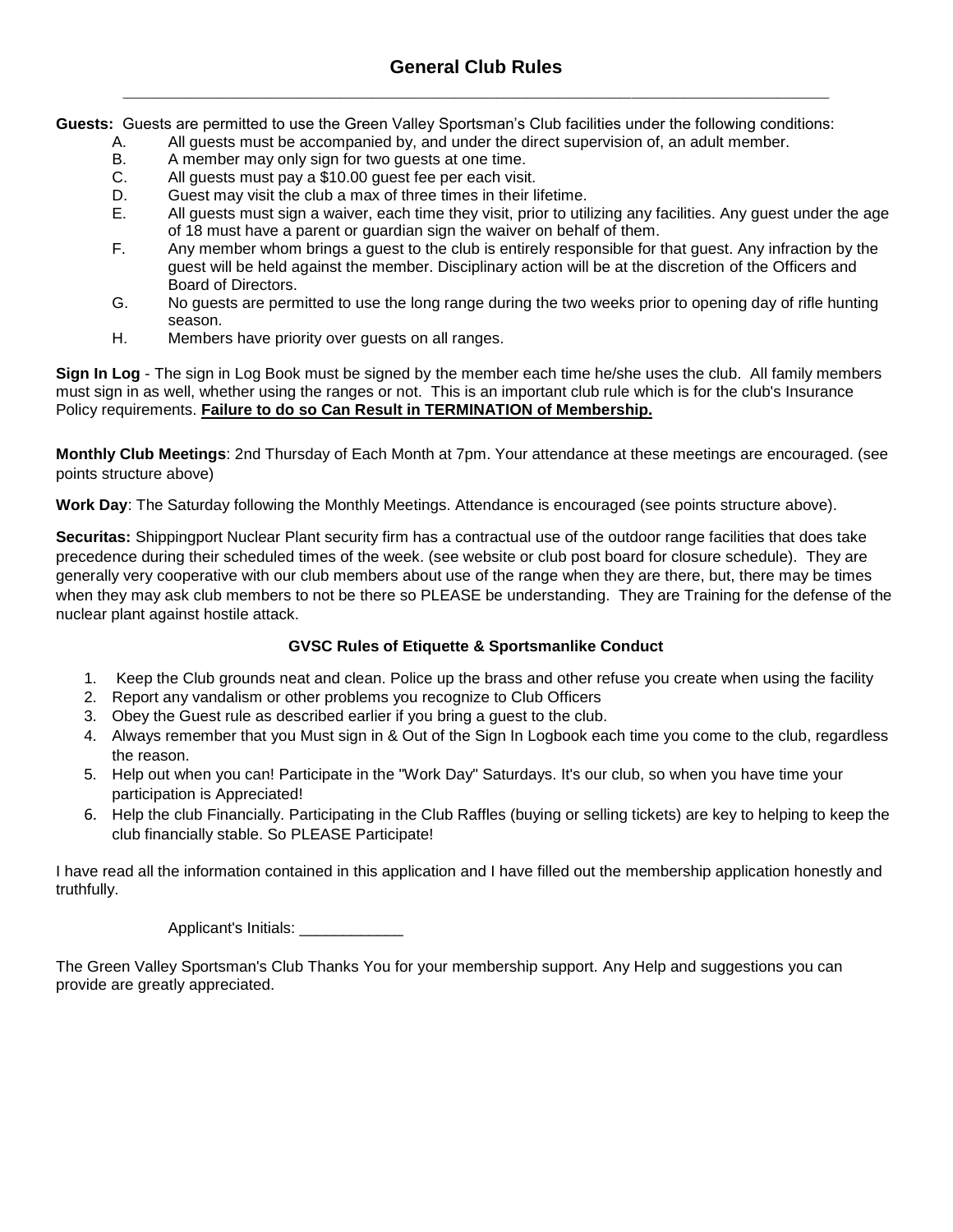## General Club Rules

---

**Guests:** Guests are permitted to use the Green Valley Sportsman's Club facilities under the following conditions:

- A. All guests must be accompanied by, and under the direct supervision of, an adult member.
- B. A member may only sign for two guests at one time.
- C. All guests must pay a $10.00 guest fee per each visit.
- D. Guest may visit the club a max of three times in their lifetime.
- E. All guests must sign a waiver, each time they visit, prior to utilizing any facilities. Any guest under the age of 18 must have a parent or guardian sign the waiver on behalf of them.
- F. Any member whom brings a guest to the club is entirely responsible for that guest. Any infraction by the guest will be held against the member. Disciplinary action will be at the discretion of the Officers and Board of Directors.
- G. No guests are permitted to use the long range during the two weeks prior to opening day of rifle hunting season.
- H. Members have priority over guests on all ranges.

**Sign In Log** - The sign in Log Book must be signed by the member each time he/she uses the club. All family members must sign in as well, whether using the ranges or not. This is an important club rule which is for the club's Insurance Policy requirements. **<u>Failure to do so Can Result in TERMINATION of Membership.</u>**

**Monthly Club Meetings**: 2nd Thursday of Each Month at 7pm. Your attendance at these meetings are encouraged. (see points structure above)

**Work Day**: The Saturday following the Monthly Meetings. Attendance is encouraged (see points structure above).

**Securitas:** Shippingport Nuclear Plant security firm has a contractual use of the outdoor range facilities that does take precedence during their scheduled times of the week. (see website or club post board for closure schedule). They are generally very cooperative with our club members about use of the range when they are there, but, there may be times when they may ask club members to not be there so PLEASE be understanding. They are Training for the defense of the nuclear plant against hostile attack.

### GVSC Rules of Etiquette & Sportsmanlike Conduct

1. Keep the Club grounds neat and clean. Police up the brass and other refuse you create when using the facility
2. Report any vandalism or other problems you recognize to Club Officers
3. Obey the Guest rule as described earlier if you bring a guest to the club.
4. Always remember that you Must sign in & Out of the Sign In Logbook each time you come to the club, regardless the reason.
5. Help out when you can! Participate in the "Work Day" Saturdays. It's our club, so when you have time your participation is Appreciated!
6. Help the club Financially. Participating in the Club Raffles (buying or selling tickets) are key to helping to keep the club financially stable. So PLEASE Participate!

I have read all the information contained in this application and I have filled out the membership application honestly and truthfully.

Applicant's Initials: ____________

The Green Valley Sportsman's Club Thanks You for your membership support. Any Help and suggestions you can provide are greatly appreciated.